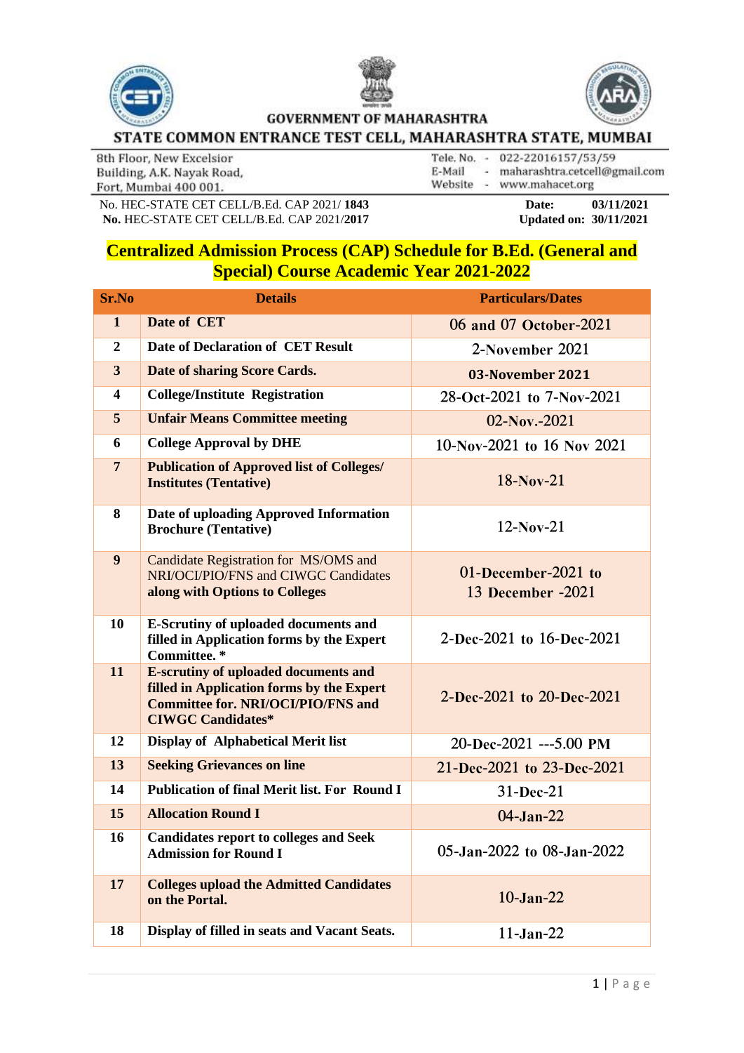GOVERNMENT OF MAHARASHTRA

**STATE COMMON ENTRANCE TEST CELL, MAHARASHTRA STATE, MUMBAI**

8th Floor, New Excelsior
Building, A.K. Nayak Road,
Fort, Mumbai 400 001.

Tele. No. - 022-22016157/53/59
E-Mail - maharashtra.cetcell@gmail.com
Website - www.mahacet.org

No. HEC-STATE CET CELL/B.Ed. CAP 2021/ **1843** **Date:** **03/11/2021**
**No.** HEC-STATE CET CELL/B.Ed. CAP 2021/**2017** **Updated on:** **30/11/2021**

## Centralized Admission Process (CAP) Schedule for B.Ed. (General and Special) Course Academic Year 2021-2022

| Sr.No | Details | Particulars/Dates |
|---|---|---|
| 1 | **Date of CET** | 06 and 07 October-2021 |
| 2 | **Date of Declaration of CET Result** | 2-November 2021 |
| 3 | **Date of sharing Score Cards.** | **03-November 2021** |
| 4 | **College/Institute Registration** | 28-Oct-2021 to 7-Nov-2021 |
| 5 | **Unfair Means Committee meeting** | 02-Nov.-2021 |
| 6 | **College Approval by DHE** | 10-Nov-2021 to 16 Nov 2021 |
| 7 | **Publication of Approved list of Colleges/ Institutes (Tentative)** | 18-Nov-21 |
| 8 | **Date of uploading Approved Information Brochure (Tentative)** | 12-Nov-21 |
| 9 | Candidate Registration for MS/OMS and NRI/OCI/PIO/FNS and CIWGC Candidates **along with Options to Colleges** | 01-December-2021 to 13 December -2021 |
| 10 | **E-Scrutiny of uploaded documents and filled in Application forms by the Expert Committee. \*** | 2-Dec-2021 to 16-Dec-2021 |
| 11 | **E-scrutiny of uploaded documents and filled in Application forms by the Expert Committee for. NRI/OCI/PIO/FNS and CIWGC Candidates\*** | 2-Dec-2021 to 20-Dec-2021 |
| 12 | **Display of Alphabetical Merit list** | 20-Dec-2021 ---5.00 PM |
| 13 | **Seeking Grievances on line** | 21-Dec-2021 to 23-Dec-2021 |
| 14 | **Publication of final Merit list. For Round I** | 31-Dec-21 |
| 15 | **Allocation Round I** | 04-Jan-22 |
| 16 | **Candidates report to colleges and Seek Admission for Round I** | 05-Jan-2022 to 08-Jan-2022 |
| 17 | **Colleges upload the Admitted Candidates on the Portal.** | 10-Jan-22 |
| 18 | **Display of filled in seats and Vacant Seats.** | 11-Jan-22 |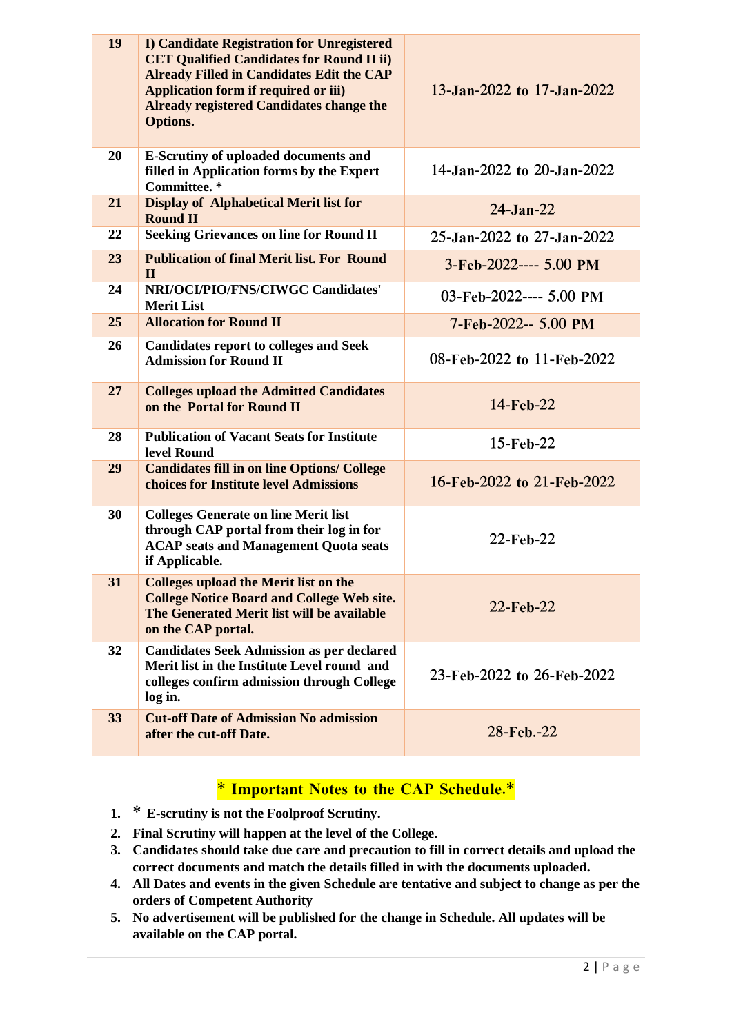| 19 | I) Candidate Registration for Unregistered CET Qualified Candidates for Round II ii) Already Filled in Candidates Edit the CAP Application form if required or iii) Already registered Candidates change the Options. | 13-Jan-2022 to 17-Jan-2022 |
|---|---|---|
| 20 | E-Scrutiny of uploaded documents and filled in Application forms by the Expert Committee. * | 14-Jan-2022 to 20-Jan-2022 |
| 21 | Display of Alphabetical Merit list for Round II | 24-Jan-22 |
| 22 | Seeking Grievances on line for Round II | 25-Jan-2022 to 27-Jan-2022 |
| 23 | Publication of final Merit list. For Round II | 3-Feb-2022---- 5.00 PM |
| 24 | NRI/OCI/PIO/FNS/CIWGC Candidates' Merit List | 03-Feb-2022---- 5.00 PM |
| 25 | Allocation for Round II | 7-Feb-2022-- 5.00 PM |
| 26 | Candidates report to colleges and Seek Admission for Round II | 08-Feb-2022 to 11-Feb-2022 |
| 27 | Colleges upload the Admitted Candidates on the Portal for Round II | 14-Feb-22 |
| 28 | Publication of Vacant Seats for Institute level Round | 15-Feb-22 |
| 29 | Candidates fill in on line Options/ College choices for Institute level Admissions | 16-Feb-2022 to 21-Feb-2022 |
| 30 | Colleges Generate on line Merit list through CAP portal from their log in for ACAP seats and Management Quota seats if Applicable. | 22-Feb-22 |
| 31 | Colleges upload the Merit list on the College Notice Board and College Web site. The Generated Merit list will be available on the CAP portal. | 22-Feb-22 |
| 32 | Candidates Seek Admission as per declared Merit list in the Institute Level round and colleges confirm admission through College log in. | 23-Feb-2022 to 26-Feb-2022 |
| 33 | Cut-off Date of Admission No admission after the cut-off Date. | 28-Feb.-22 |

## * Important Notes to the CAP Schedule.*

1. * E-scrutiny is not the Foolproof Scrutiny.
2. Final Scrutiny will happen at the level of the College.
3. Candidates should take due care and precaution to fill in correct details and upload the correct documents and match the details filled in with the documents uploaded.
4. All Dates and events in the given Schedule are tentative and subject to change as per the orders of Competent Authority
5. No advertisement will be published for the change in Schedule. All updates will be available on the CAP portal.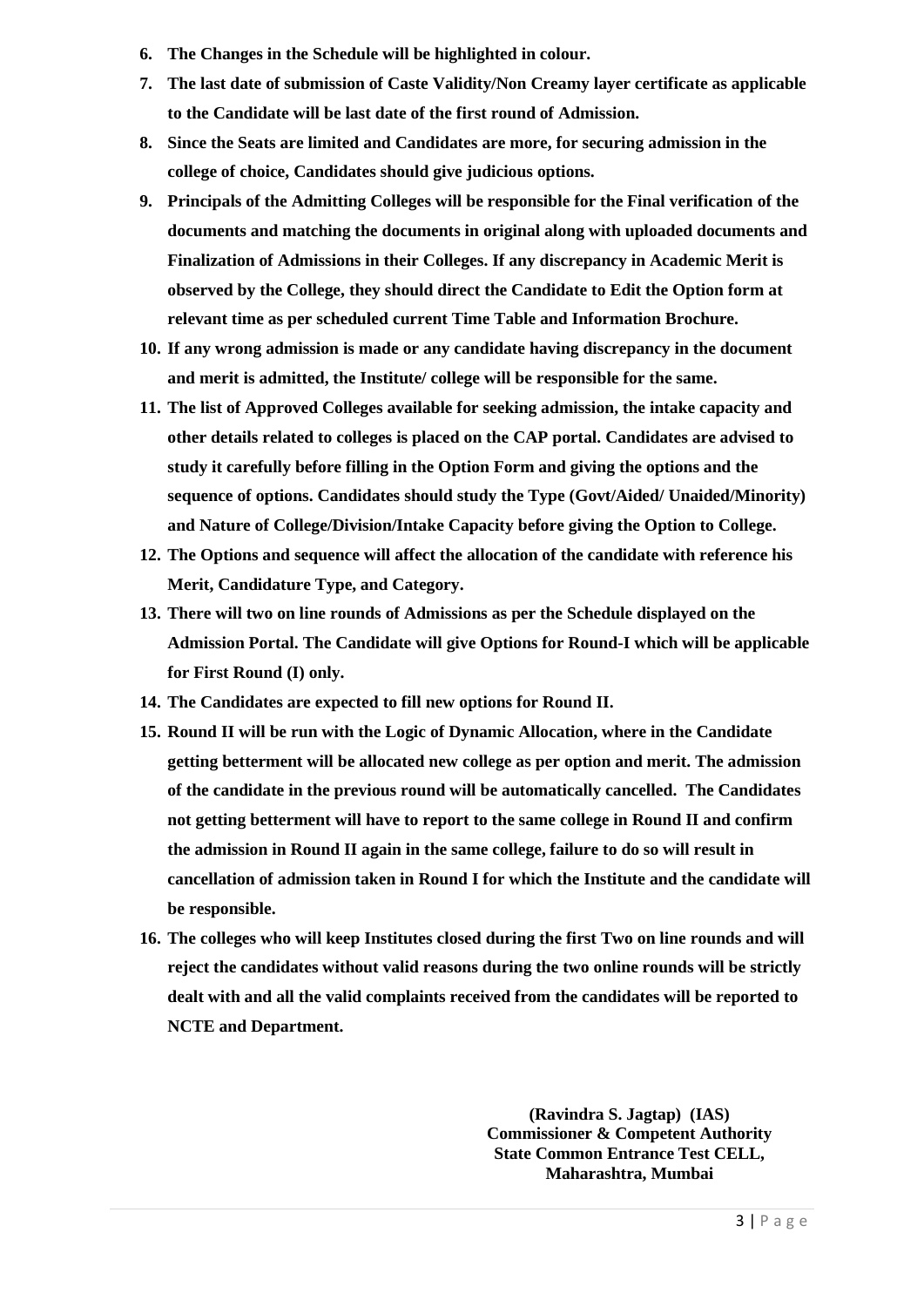6. **The Changes in the Schedule will be highlighted in colour.**
7. **The last date of submission of Caste Validity/Non Creamy layer certificate as applicable to the Candidate will be last date of the first round of Admission.**
8. **Since the Seats are limited and Candidates are more, for securing admission in the college of choice, Candidates should give judicious options.**
9. **Principals of the Admitting Colleges will be responsible for the Final verification of the documents and matching the documents in original along with uploaded documents and Finalization of Admissions in their Colleges. If any discrepancy in Academic Merit is observed by the College, they should direct the Candidate to Edit the Option form at relevant time as per scheduled current Time Table and Information Brochure.**
10. **If any wrong admission is made or any candidate having discrepancy in the document and merit is admitted, the Institute/ college will be responsible for the same.**
11. **The list of Approved Colleges available for seeking admission, the intake capacity and other details related to colleges is placed on the CAP portal. Candidates are advised to study it carefully before filling in the Option Form and giving the options and the sequence of options. Candidates should study the Type (Govt/Aided/ Unaided/Minority) and Nature of College/Division/Intake Capacity before giving the Option to College.**
12. **The Options and sequence will affect the allocation of the candidate with reference his Merit, Candidature Type, and Category.**
13. **There will two on line rounds of Admissions as per the Schedule displayed on the Admission Portal. The Candidate will give Options for Round-I which will be applicable for First Round (I) only.**
14. **The Candidates are expected to fill new options for Round II.**
15. **Round II will be run with the Logic of Dynamic Allocation, where in the Candidate getting betterment will be allocated new college as per option and merit. The admission of the candidate in the previous round will be automatically cancelled. The Candidates not getting betterment will have to report to the same college in Round II and confirm the admission in Round II again in the same college, failure to do so will result in cancellation of admission taken in Round I for which the Institute and the candidate will be responsible.**
16. **The colleges who will keep Institutes closed during the first Two on line rounds and will reject the candidates without valid reasons during the two online rounds will be strictly dealt with and all the valid complaints received from the candidates will be reported to NCTE and Department.**

**(Ravindra S. Jagtap) (IAS)**
**Commissioner & Competent Authority**
**State Common Entrance Test CELL,**
**Maharashtra, Mumbai**